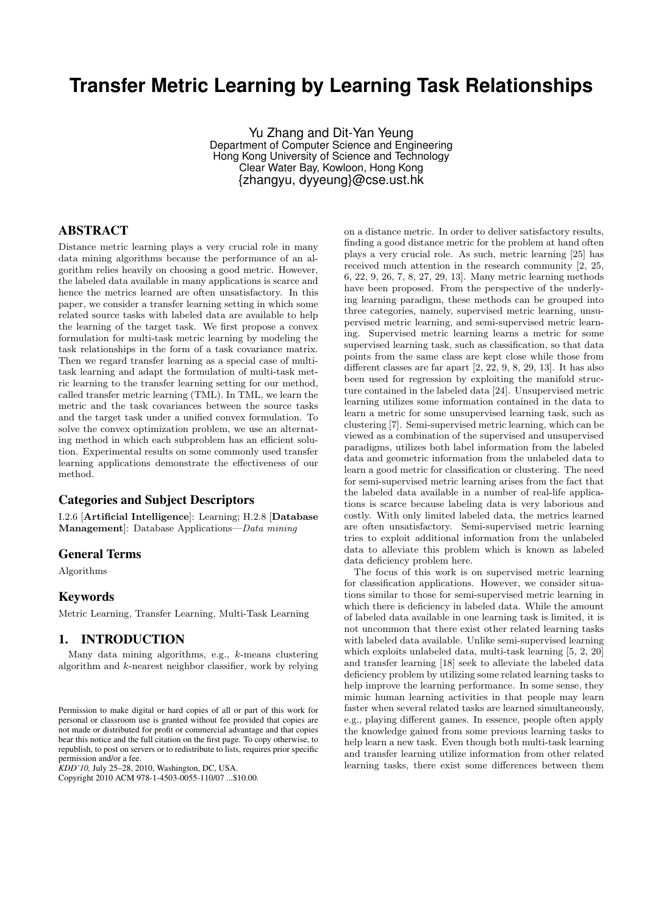# Transfer Metric Learning by Learning Task Relationships

Yu Zhang and Dit-Yan Yeung
Department of Computer Science and Engineering
Hong Kong University of Science and Technology
Clear Water Bay, Kowloon, Hong Kong
{zhangyu, dyyeung}@cse.ust.hk

## ABSTRACT

Distance metric learning plays a very crucial role in many data mining algorithms because the performance of an algorithm relies heavily on choosing a good metric. However, the labeled data available in many applications is scarce and hence the metrics learned are often unsatisfactory. In this paper, we consider a transfer learning setting in which some related source tasks with labeled data are available to help the learning of the target task. We first propose a convex formulation for multi-task metric learning by modeling the task relationships in the form of a task covariance matrix. Then we regard transfer learning as a special case of multi-task learning and adapt the formulation of multi-task metric learning to the transfer learning setting for our method, called transfer metric learning (TML). In TML, we learn the metric and the task covariances between the source tasks and the target task under a unified convex formulation. To solve the convex optimization problem, we use an alternating method in which each subproblem has an efficient solution. Experimental results on some commonly used transfer learning applications demonstrate the effectiveness of our method.

## Categories and Subject Descriptors

I.2.6 [**Artificial Intelligence**]: Learning; H.2.8 [**Database Management**]: Database Applications—*Data mining*

## General Terms

Algorithms

## Keywords

Metric Learning, Transfer Learning, Multi-Task Learning

## 1. INTRODUCTION

Many data mining algorithms, e.g., $k$-means clustering algorithm and $k$-nearest neighbor classifier, work by relying on a distance metric. In order to deliver satisfactory results, finding a good distance metric for the problem at hand often plays a very crucial role. As such, metric learning [25] has received much attention in the research community [2, 25, 6, 22, 9, 26, 7, 8, 27, 29, 13]. Many metric learning methods have been proposed. From the perspective of the underlying learning paradigm, these methods can be grouped into three categories, namely, supervised metric learning, unsupervised metric learning, and semi-supervised metric learning. Supervised metric learning learns a metric for some supervised learning task, such as classification, so that data points from the same class are kept close while those from different classes are far apart [2, 22, 9, 8, 29, 13]. It has also been used for regression by exploiting the manifold structure contained in the labeled data [24]. Unsupervised metric learning utilizes some information contained in the data to learn a metric for some unsupervised learning task, such as clustering [7]. Semi-supervised metric learning, which can be viewed as a combination of the supervised and unsupervised paradigms, utilizes both label information from the labeled data and geometric information from the unlabeled data to learn a good metric for classification or clustering. The need for semi-supervised metric learning arises from the fact that the labeled data available in a number of real-life applications is scarce because labeling data is very laborious and costly. With only limited labeled data, the metrics learned are often unsatisfactory. Semi-supervised metric learning tries to exploit additional information from the unlabeled data to alleviate this problem which is known as labeled data deficiency problem here.

The focus of this work is on supervised metric learning for classification applications. However, we consider situations similar to those for semi-supervised metric learning in which there is deficiency in labeled data. While the amount of labeled data available in one learning task is limited, it is not uncommon that there exist other related learning tasks with labeled data available. Unlike semi-supervised learning which exploits unlabeled data, multi-task learning [5, 2, 20] and transfer learning [18] seek to alleviate the labeled data deficiency problem by utilizing some related learning tasks to help improve the learning performance. In some sense, they mimic human learning activities in that people may learn faster when several related tasks are learned simultaneously, e.g., playing different games. In essence, people often apply the knowledge gained from some previous learning tasks to help learn a new task. Even though both multi-task learning and transfer learning utilize information from other related learning tasks, there exist some differences between them

Permission to make digital or hard copies of all or part of this work for personal or classroom use is granted without fee provided that copies are not made or distributed for profit or commercial advantage and that copies bear this notice and the full citation on the first page. To copy otherwise, to republish, to post on servers or to redistribute to lists, requires prior specific permission and/or a fee.
*KDD'10,* July 25–28, 2010, Washington, DC, USA.
Copyright 2010 ACM 978-1-4503-0055-110/07 ...$10.00.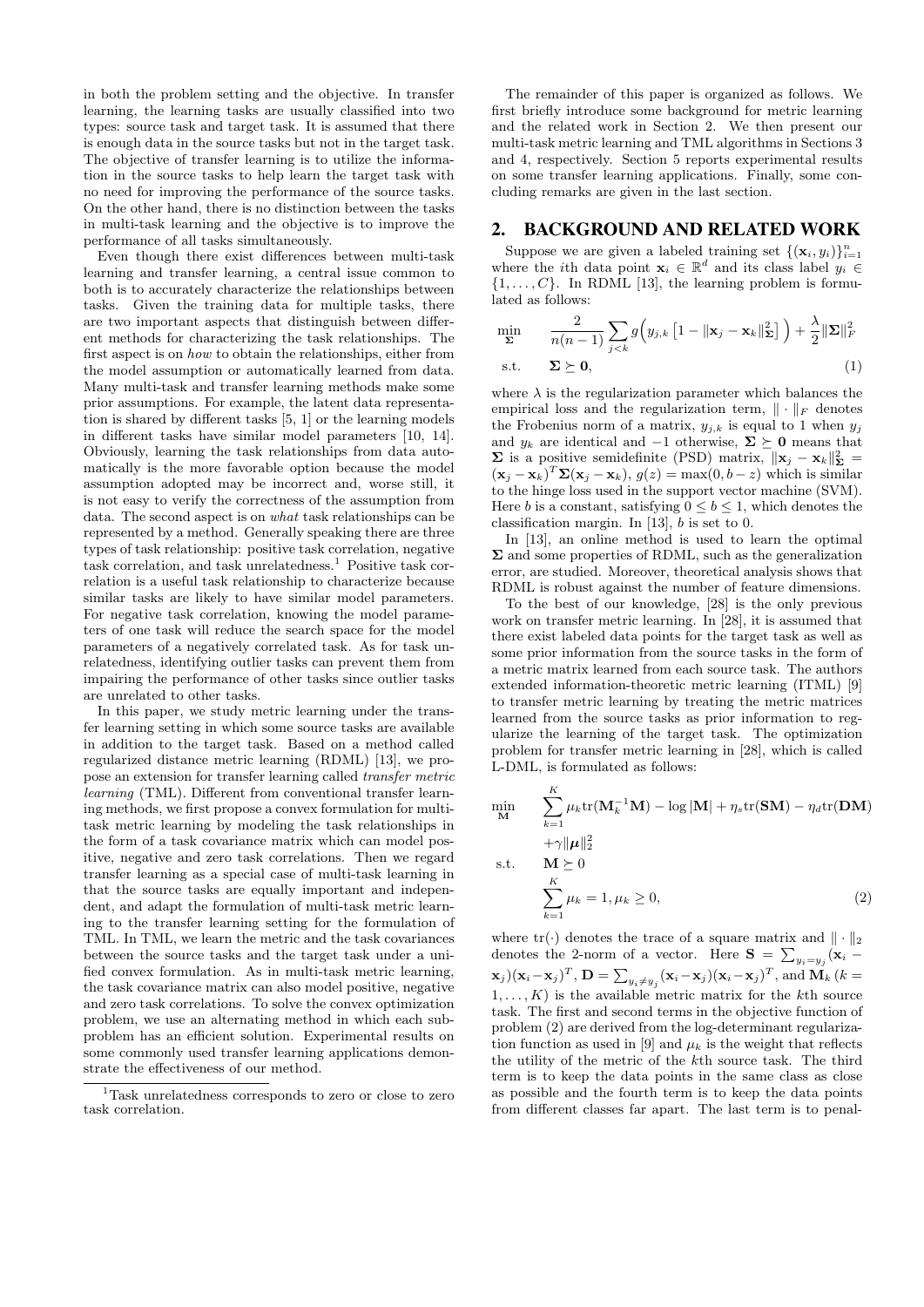in both the problem setting and the objective. In transfer learning, the learning tasks are usually classified into two types: source task and target task. It is assumed that there is enough data in the source tasks but not in the target task. The objective of transfer learning is to utilize the information in the source tasks to help learn the target task with no need for improving the performance of the source tasks. On the other hand, there is no distinction between the tasks in multi-task learning and the objective is to improve the performance of all tasks simultaneously.

Even though there exist differences between multi-task learning and transfer learning, a central issue common to both is to accurately characterize the relationships between tasks. Given the training data for multiple tasks, there are two important aspects that distinguish between different methods for characterizing the task relationships. The first aspect is on *how* to obtain the relationships, either from the model assumption or automatically learned from data. Many multi-task and transfer learning methods make some prior assumptions. For example, the latent data representation is shared by different tasks [5, 1] or the learning models in different tasks have similar model parameters [10, 14]. Obviously, learning the task relationships from data automatically is the more favorable option because the model assumption adopted may be incorrect and, worse still, it is not easy to verify the correctness of the assumption from data. The second aspect is on *what* task relationships can be represented by a method. Generally speaking there are three types of task relationship: positive task correlation, negative task correlation, and task unrelatedness.[1] Positive task correlation is a useful task relationship to characterize because similar tasks are likely to have similar model parameters. For negative task correlation, knowing the model parameters of one task will reduce the search space for the model parameters of a negatively correlated task. As for task unrelatedness, identifying outlier tasks can prevent them from impairing the performance of other tasks since outlier tasks are unrelated to other tasks.

In this paper, we study metric learning under the transfer learning setting in which some source tasks are available in addition to the target task. Based on a method called regularized distance metric learning (RDML) [13], we propose an extension for transfer learning called *transfer metric learning* (TML). Different from conventional transfer learning methods, we first propose a convex formulation for multi-task metric learning by modeling the task relationships in the form of a task covariance matrix which can model positive, negative and zero task correlations. Then we regard transfer learning as a special case of multi-task learning in that the source tasks are equally important and independent, and adapt the formulation of multi-task metric learning to the transfer learning setting for the formulation of TML. In TML, we learn the metric and the task covariances between the source tasks and the target task under a unified convex formulation. As in multi-task metric learning, the task covariance matrix can also model positive, negative and zero task correlations. To solve the convex optimization problem, we use an alternating method in which each subproblem has an efficient solution. Experimental results on some commonly used transfer learning applications demonstrate the effectiveness of our method.

[1] Task unrelatedness corresponds to zero or close to zero task correlation.

The remainder of this paper is organized as follows. We first briefly introduce some background for metric learning and the related work in Section 2. We then present our multi-task metric learning and TML algorithms in Sections 3 and 4, respectively. Section 5 reports experimental results on some transfer learning applications. Finally, some concluding remarks are given in the last section.

## 2. BACKGROUND AND RELATED WORK

Suppose we are given a labeled training set $\{(\mathbf{x}_i, y_i)\}_{i=1}^n$ where the $i$th data point $\mathbf{x}_i \in \mathbb{R}^d$ and its class label $y_i \in \{1, \ldots, C\}$. In RDML [13], the learning problem is formulated as follows:

$$
\begin{aligned}
\min_{\boldsymbol{\Sigma}} \quad & \frac{2}{n(n-1)} \sum_{j<k} g\Big(y_{j,k}\left[1 - \|\mathbf{x}_j - \mathbf{x}_k\|_{\boldsymbol{\Sigma}}^2\right]\Big) + \frac{\lambda}{2}\|\boldsymbol{\Sigma}\|_F^2 \\
\text{s.t.} \quad & \boldsymbol{\Sigma} \succeq \mathbf{0},
\end{aligned} \tag{1}
$$

where $\lambda$ is the regularization parameter which balances the empirical loss and the regularization term, $\|\cdot\|_F$ denotes the Frobenius norm of a matrix, $y_{j,k}$ is equal to 1 when $y_j$ and $y_k$ are identical and $-1$ otherwise, $\boldsymbol{\Sigma} \succeq \mathbf{0}$ means that $\boldsymbol{\Sigma}$ is a positive semidefinite (PSD) matrix, $\|\mathbf{x}_j - \mathbf{x}_k\|_{\boldsymbol{\Sigma}}^2 = (\mathbf{x}_j - \mathbf{x}_k)^T\boldsymbol{\Sigma}(\mathbf{x}_j - \mathbf{x}_k)$, $g(z) = \max(0, b - z)$ which is similar to the hinge loss used in the support vector machine (SVM). Here $b$ is a constant, satisfying $0 \leq b \leq 1$, which denotes the classification margin. In [13], $b$ is set to 0.

In [13], an online method is used to learn the optimal $\boldsymbol{\Sigma}$ and some properties of RDML, such as the generalization error, are studied. Moreover, theoretical analysis shows that RDML is robust against the number of feature dimensions.

To the best of our knowledge, [28] is the only previous work on transfer metric learning. In [28], it is assumed that there exist labeled data points for the target task as well as some prior information from the source tasks in the form of a metric matrix learned from each source task. The authors extended information-theoretic metric learning (ITML) [9] to transfer metric learning by treating the metric matrices learned from the source tasks as prior information to regularize the learning of the target task. The optimization problem for transfer metric learning in [28], which is called L-DML, is formulated as follows:

$$
\begin{aligned}
\min_{\mathbf{M}} \quad & \sum_{k=1}^{K} \mu_k \mathrm{tr}(\mathbf{M}_k^{-1}\mathbf{M}) - \log|\mathbf{M}| + \eta_s \mathrm{tr}(\mathbf{SM}) - \eta_d \mathrm{tr}(\mathbf{DM}) \\
& + \gamma\|\boldsymbol{\mu}\|_2^2 \\
\text{s.t.} \quad & \mathbf{M} \succeq 0 \\
& \sum_{k=1}^{K} \mu_k = 1, \mu_k \geq 0,
\end{aligned} \tag{2}
$$

where $\mathrm{tr}(\cdot)$ denotes the trace of a square matrix and $\|\cdot\|_2$ denotes the 2-norm of a vector. Here $\mathbf{S} = \sum_{y_i=y_j}(\mathbf{x}_i - \mathbf{x}_j)(\mathbf{x}_i - \mathbf{x}_j)^T$, $\mathbf{D} = \sum_{y_i \neq y_j}(\mathbf{x}_i - \mathbf{x}_j)(\mathbf{x}_i - \mathbf{x}_j)^T$, and $\mathbf{M}_k$ ($k = 1, \ldots, K$) is the available metric matrix for the $k$th source task. The first and second terms in the objective function of problem (2) are derived from the log-determinant regularization function as used in [9] and $\mu_k$ is the weight that reflects the utility of the metric of the $k$th source task. The third term is to keep the data points in the same class as close as possible and the fourth term is to keep the data points from different classes far apart. The last term is to penal-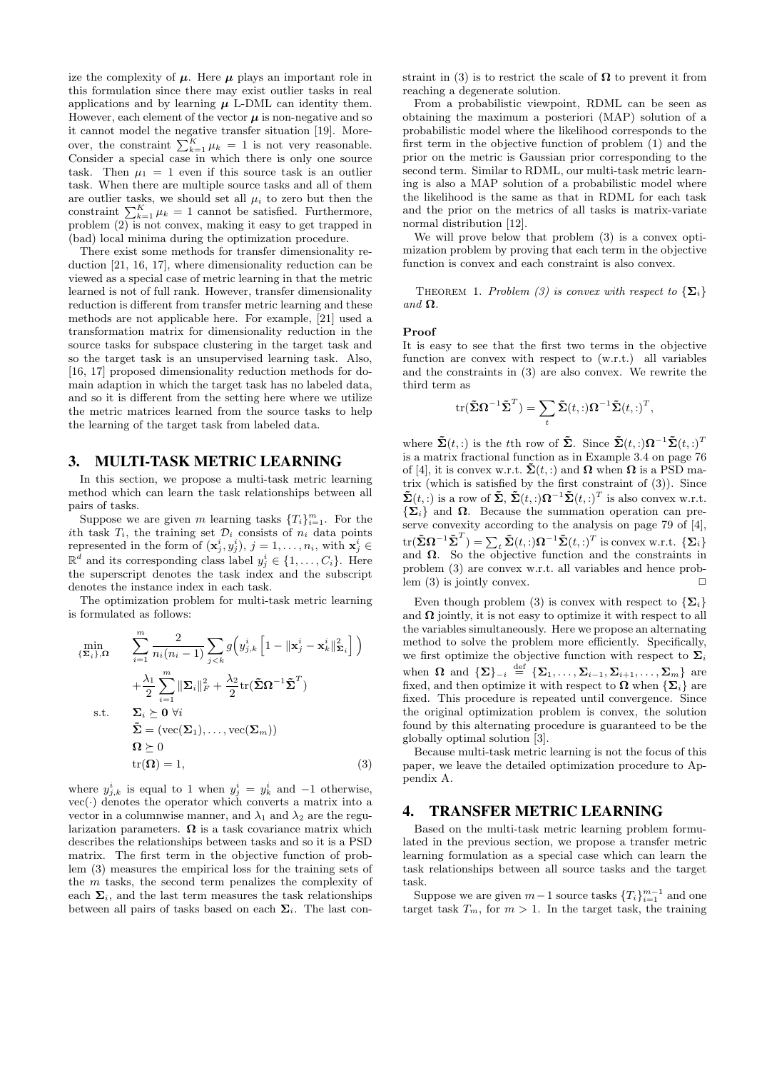ize the complexity of $\boldsymbol{\mu}$. Here $\boldsymbol{\mu}$ plays an important role in this formulation since there may exist outlier tasks in real applications and by learning $\boldsymbol{\mu}$ L-DML can identity them. However, each element of the vector $\boldsymbol{\mu}$ is non-negative and so it cannot model the negative transfer situation [19]. Moreover, the constraint $\sum_{k=1}^{K} \mu_k = 1$ is not very reasonable. Consider a special case in which there is only one source task. Then $\mu_1 = 1$ even if this source task is an outlier task. When there are multiple source tasks and all of them are outlier tasks, we should set all $\mu_i$ to zero but then the constraint $\sum_{k=1}^{K} \mu_k = 1$ cannot be satisfied. Furthermore, problem (2) is not convex, making it easy to get trapped in (bad) local minima during the optimization procedure.

There exist some methods for transfer dimensionality reduction [21, 16, 17], where dimensionality reduction can be viewed as a special case of metric learning in that the metric learned is not of full rank. However, transfer dimensionality reduction is different from transfer metric learning and these methods are not applicable here. For example, [21] used a transformation matrix for dimensionality reduction in the source tasks for subspace clustering in the target task and so the target task is an unsupervised learning task. Also, [16, 17] proposed dimensionality reduction methods for domain adaption in which the target task has no labeled data, and so it is different from the setting here where we utilize the metric matrices learned from the source tasks to help the learning of the target task from labeled data.

## 3. MULTI-TASK METRIC LEARNING

In this section, we propose a multi-task metric learning method which can learn the task relationships between all pairs of tasks.

Suppose we are given $m$ learning tasks $\{T_i\}_{i=1}^m$. For the $i$th task $T_i$, the training set $\mathcal{D}_i$ consists of $n_i$ data points represented in the form of $(\mathbf{x}_j^i, y_j^i)$, $j = 1, \ldots, n_i$, with $\mathbf{x}_j^i \in \mathbb{R}^d$ and its corresponding class label $y_j^i \in \{1, \ldots, C_i\}$. Here the superscript denotes the task index and the subscript denotes the instance index in each task.

The optimization problem for multi-task metric learning is formulated as follows:

$$
\begin{aligned}
\min_{\{\boldsymbol{\Sigma}_i\}, \boldsymbol{\Omega}} \quad & \sum_{i=1}^{m} \frac{2}{n_i(n_i-1)} \sum_{j<k} g\Big(y_{j,k}^i \Big[1 - \|\mathbf{x}_j^i - \mathbf{x}_k^i\|_{\boldsymbol{\Sigma}_i}^2\Big]\Big) \\
& + \frac{\lambda_1}{2} \sum_{i=1}^{m} \|\boldsymbol{\Sigma}_i\|_F^2 + \frac{\lambda_2}{2} \mathrm{tr}(\tilde{\boldsymbol{\Sigma}} \boldsymbol{\Omega}^{-1} \tilde{\boldsymbol{\Sigma}}^T) \\
\text{s.t.} \quad & \boldsymbol{\Sigma}_i \succeq \mathbf{0} \ \forall i \\
& \tilde{\boldsymbol{\Sigma}} = (\mathrm{vec}(\boldsymbol{\Sigma}_1), \ldots, \mathrm{vec}(\boldsymbol{\Sigma}_m)) \\
& \boldsymbol{\Omega} \succeq 0 \\
& \mathrm{tr}(\boldsymbol{\Omega}) = 1, \qquad\qquad\qquad\qquad\qquad\qquad (3)
\end{aligned}
$$

where $y_{j,k}^i$ is equal to 1 when $y_j^i = y_k^i$ and $-1$ otherwise, $\mathrm{vec}(\cdot)$ denotes the operator which converts a matrix into a vector in a columnwise manner, and $\lambda_1$ and $\lambda_2$ are the regularization parameters. $\boldsymbol{\Omega}$ is a task covariance matrix which describes the relationships between tasks and so it is a PSD matrix. The first term in the objective function of problem (3) measures the empirical loss for the training sets of the $m$ tasks, the second term penalizes the complexity of each $\boldsymbol{\Sigma}_i$, and the last term measures the task relationships between all pairs of tasks based on each $\boldsymbol{\Sigma}_i$. The last constraint in (3) is to restrict the scale of $\boldsymbol{\Omega}$ to prevent it from reaching a degenerate solution.

From a probabilistic viewpoint, RDML can be seen as obtaining the maximum a posteriori (MAP) solution of a probabilistic model where the likelihood corresponds to the first term in the objective function of problem (1) and the prior on the metric is Gaussian prior corresponding to the second term. Similar to RDML, our multi-task metric learning is also a MAP solution of a probabilistic model where the likelihood is the same as that in RDML for each task and the prior on the metrics of all tasks is matrix-variate normal distribution [12].

We will prove below that problem (3) is a convex optimization problem by proving that each term in the objective function is convex and each constraint is also convex.

Theorem 1. *Problem (3) is convex with respect to $\{\boldsymbol{\Sigma}_i\}$ and $\boldsymbol{\Omega}$.*

**Proof**

It is easy to see that the first two terms in the objective function are convex with respect to (w.r.t.) all variables and the constraints in (3) are also convex. We rewrite the third term as

$$
\mathrm{tr}(\tilde{\boldsymbol{\Sigma}} \boldsymbol{\Omega}^{-1} \tilde{\boldsymbol{\Sigma}}^T) = \sum_t \tilde{\boldsymbol{\Sigma}}(t,:) \boldsymbol{\Omega}^{-1} \tilde{\boldsymbol{\Sigma}}(t,:)^T,
$$

where $\tilde{\boldsymbol{\Sigma}}(t,:)$ is the $t$th row of $\tilde{\boldsymbol{\Sigma}}$. Since $\tilde{\boldsymbol{\Sigma}}(t,:) \boldsymbol{\Omega}^{-1} \tilde{\boldsymbol{\Sigma}}(t,:)^T$ is a matrix fractional function as in Example 3.4 on page 76 of [4], it is convex w.r.t. $\tilde{\boldsymbol{\Sigma}}(t,:)$ and $\boldsymbol{\Omega}$ when $\boldsymbol{\Omega}$ is a PSD matrix (which is satisfied by the first constraint of (3)). Since $\tilde{\boldsymbol{\Sigma}}(t,:)$ is a row of $\tilde{\boldsymbol{\Sigma}}$, $\tilde{\boldsymbol{\Sigma}}(t,:) \boldsymbol{\Omega}^{-1} \tilde{\boldsymbol{\Sigma}}(t,:)^T$ is also convex w.r.t. $\{\boldsymbol{\Sigma}_i\}$ and $\boldsymbol{\Omega}$. Because the summation operation can preserve convexity according to the analysis on page 79 of [4], $\mathrm{tr}(\tilde{\boldsymbol{\Sigma}} \boldsymbol{\Omega}^{-1} \tilde{\boldsymbol{\Sigma}}^T) = \sum_t \tilde{\boldsymbol{\Sigma}}(t,:) \boldsymbol{\Omega}^{-1} \tilde{\boldsymbol{\Sigma}}(t,:)^T$ is convex w.r.t. $\{\boldsymbol{\Sigma}_i\}$ and $\boldsymbol{\Omega}$. So the objective function and the constraints in problem (3) are convex w.r.t. all variables and hence problem (3) is jointly convex. □

Even though problem (3) is convex with respect to $\{\boldsymbol{\Sigma}_i\}$ and $\boldsymbol{\Omega}$ jointly, it is not easy to optimize it with respect to all the variables simultaneously. Here we propose an alternating method to solve the problem more efficiently. Specifically, we first optimize the objective function with respect to $\boldsymbol{\Sigma}_i$ when $\boldsymbol{\Omega}$ and $\{\boldsymbol{\Sigma}\}_{-i} \stackrel{\text{def}}{=} \{\boldsymbol{\Sigma}_1, \ldots, \boldsymbol{\Sigma}_{i-1}, \boldsymbol{\Sigma}_{i+1}, \ldots, \boldsymbol{\Sigma}_m\}$ are fixed, and then optimize it with respect to $\boldsymbol{\Omega}$ when $\{\boldsymbol{\Sigma}_i\}$ are fixed. This procedure is repeated until convergence. Since the original optimization problem is convex, the solution found by this alternating procedure is guaranteed to be the globally optimal solution [3].

Because multi-task metric learning is not the focus of this paper, we leave the detailed optimization procedure to Appendix A.

## 4. TRANSFER METRIC LEARNING

Based on the multi-task metric learning problem formulated in the previous section, we propose a transfer metric learning formulation as a special case which can learn the task relationships between all source tasks and the target task.

Suppose we are given $m-1$ source tasks $\{T_i\}_{i=1}^{m-1}$ and one target task $T_m$, for $m > 1$. In the target task, the training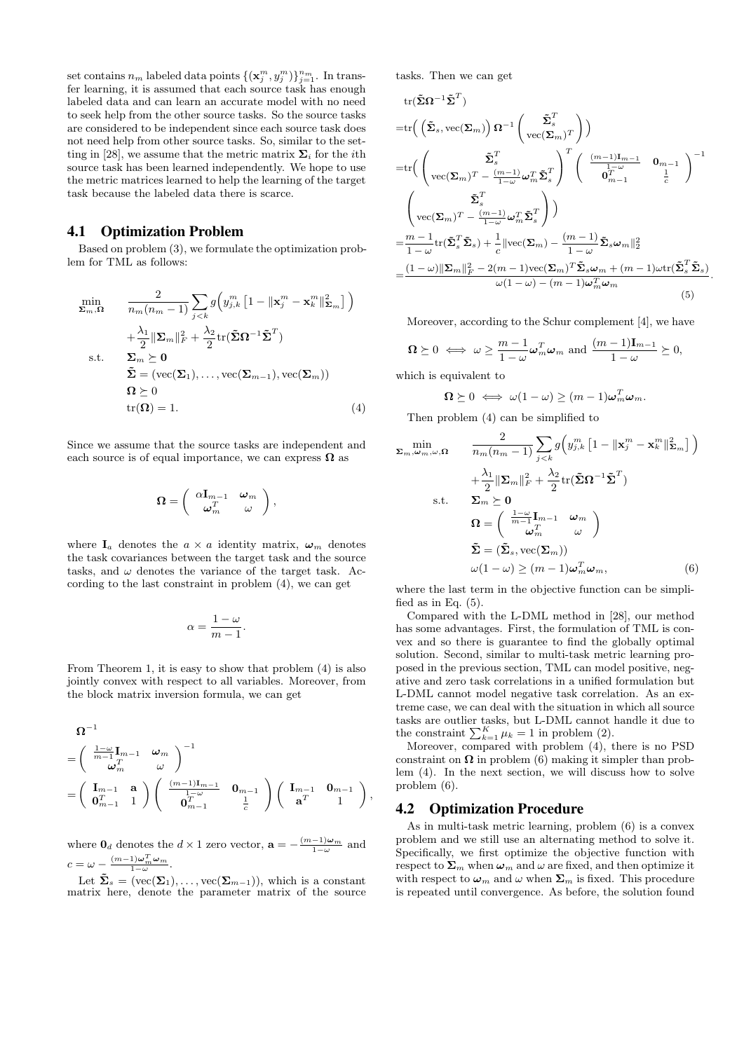set contains $n_m$ labeled data points $\{(\mathbf{x}_j^m, y_j^m)\}_{j=1}^{n_m}$. In transfer learning, it is assumed that each source task has enough labeled data and can learn an accurate model with no need to seek help from the other source tasks. So the source tasks are considered to be independent since each source task does not need help from other source tasks. So, similar to the setting in [28], we assume that the metric matrix $\mathbf{\Sigma}_i$ for the $i$th source task has been learned independently. We hope to use the metric matrices learned to help the learning of the target task because the labeled data there is scarce.

## 4.1 Optimization Problem

Based on problem (3), we formulate the optimization problem for TML as follows:

$$
\begin{aligned}
\min_{\mathbf{\Sigma}_m, \mathbf{\Omega}} \quad & \frac{2}{n_m(n_m-1)} \sum_{j<k} g\Big(y_{j,k}^m \left[1 - \|\mathbf{x}_j^m - \mathbf{x}_k^m\|^2_{\mathbf{\Sigma}_m}\right]\Big) \\
& + \frac{\lambda_1}{2}\|\mathbf{\Sigma}_m\|_F^2 + \frac{\lambda_2}{2}\mathrm{tr}(\tilde{\mathbf{\Sigma}}\mathbf{\Omega}^{-1}\tilde{\mathbf{\Sigma}}^T) \\
\text{s.t.} \quad & \mathbf{\Sigma}_m \succeq \mathbf{0} \\
& \tilde{\mathbf{\Sigma}} = (\mathrm{vec}(\mathbf{\Sigma}_1), \ldots, \mathrm{vec}(\mathbf{\Sigma}_{m-1}), \mathrm{vec}(\mathbf{\Sigma}_m)) \\
& \mathbf{\Omega} \succeq 0 \\
& \mathrm{tr}(\mathbf{\Omega}) = 1. \qquad (4)
\end{aligned}
$$

Since we assume that the source tasks are independent and each source is of equal importance, we can express $\mathbf{\Omega}$ as

$$
\mathbf{\Omega} = \begin{pmatrix} \alpha \mathbf{I}_{m-1} & \boldsymbol{\omega}_m \\ \boldsymbol{\omega}_m^T & \omega \end{pmatrix},
$$

where $\mathbf{I}_a$ denotes the $a \times a$ identity matrix, $\boldsymbol{\omega}_m$ denotes the task covariances between the target task and the source tasks, and $\omega$ denotes the variance of the target task. According to the last constraint in problem (4), we can get

$$
\alpha = \frac{1-\omega}{m-1}.
$$

From Theorem 1, it is easy to show that problem (4) is also jointly convex with respect to all variables. Moreover, from the block matrix inversion formula, we can get

$$
\begin{aligned}
& \mathbf{\Omega}^{-1} \\
=& \begin{pmatrix} \frac{1-\omega}{m-1}\mathbf{I}_{m-1} & \boldsymbol{\omega}_m \\ \boldsymbol{\omega}_m^T & \omega \end{pmatrix}^{-1} \\
=& \begin{pmatrix} \mathbf{I}_{m-1} & \mathbf{a} \\ \mathbf{0}_{m-1}^T & 1 \end{pmatrix} \begin{pmatrix} \frac{(m-1)\mathbf{I}_{m-1}}{1-\omega} & \mathbf{0}_{m-1} \\ \mathbf{0}_{m-1}^T & \frac{1}{c} \end{pmatrix} \begin{pmatrix} \mathbf{I}_{m-1} & \mathbf{0}_{m-1} \\ \mathbf{a}^T & 1 \end{pmatrix},
\end{aligned}
$$

where $\mathbf{0}_d$ denotes the $d \times 1$ zero vector, $\mathbf{a} = -\frac{(m-1)\boldsymbol{\omega}_m}{1-\omega}$ and $c = \omega - \frac{(m-1)\boldsymbol{\omega}_m^T\boldsymbol{\omega}_m}{1-\omega}$.

Let $\tilde{\mathbf{\Sigma}}_s = (\mathrm{vec}(\mathbf{\Sigma}_1), \ldots, \mathrm{vec}(\mathbf{\Sigma}_{m-1}))$, which is a constant matrix here, denote the parameter matrix of the source tasks. Then we can get

$$
\begin{aligned}
& \mathrm{tr}(\tilde{\mathbf{\Sigma}}\mathbf{\Omega}^{-1}\tilde{\mathbf{\Sigma}}^T) \\
=& \mathrm{tr}\Big( \left(\tilde{\mathbf{\Sigma}}_s, \mathrm{vec}(\mathbf{\Sigma}_m)\right) \mathbf{\Omega}^{-1} \begin{pmatrix} \tilde{\mathbf{\Sigma}}_s^T \\ \mathrm{vec}(\mathbf{\Sigma}_m)^T \end{pmatrix} \Big) \\
=& \mathrm{tr}\Big( \begin{pmatrix} \tilde{\mathbf{\Sigma}}_s^T \\ \mathrm{vec}(\mathbf{\Sigma}_m)^T - \frac{(m-1)}{1-\omega}\boldsymbol{\omega}_m^T\tilde{\mathbf{\Sigma}}_s^T \end{pmatrix}^T \begin{pmatrix} \frac{(m-1)\mathbf{I}_{m-1}}{1-\omega} & \mathbf{0}_{m-1} \\ \mathbf{0}_{m-1}^T & \frac{1}{c} \end{pmatrix}^{-1} \\
& \begin{pmatrix} \tilde{\mathbf{\Sigma}}_s^T \\ \mathrm{vec}(\mathbf{\Sigma}_m)^T - \frac{(m-1)}{1-\omega}\boldsymbol{\omega}_m^T\tilde{\mathbf{\Sigma}}_s^T \end{pmatrix} \Big) \\
=& \frac{m-1}{1-\omega}\mathrm{tr}(\tilde{\mathbf{\Sigma}}_s^T\tilde{\mathbf{\Sigma}}_s) + \frac{1}{c}\|\mathrm{vec}(\mathbf{\Sigma}_m) - \frac{(m-1)}{1-\omega}\tilde{\mathbf{\Sigma}}_s\boldsymbol{\omega}_m\|_2^2 \\
=& \frac{(1-\omega)\|\mathbf{\Sigma}_m\|_F^2 - 2(m-1)\mathrm{vec}(\mathbf{\Sigma}_m)^T\tilde{\mathbf{\Sigma}}_s\boldsymbol{\omega}_m + (m-1)\omega\mathrm{tr}(\tilde{\mathbf{\Sigma}}_s^T\tilde{\mathbf{\Sigma}}_s)}{\omega(1-\omega) - (m-1)\boldsymbol{\omega}_m^T\boldsymbol{\omega}_m}. \qquad (5)
\end{aligned}
$$

Moreover, according to the Schur complement [4], we have

$$
\mathbf{\Omega} \succeq 0 \iff \omega \geq \frac{m-1}{1-\omega}\boldsymbol{\omega}_m^T\boldsymbol{\omega}_m \text{ and } \frac{(m-1)\mathbf{I}_{m-1}}{1-\omega} \succeq 0,
$$

which is equivalent to

$$
\mathbf{\Omega} \succeq 0 \iff \omega(1-\omega) \geq (m-1)\boldsymbol{\omega}_m^T\boldsymbol{\omega}_m.
$$

Then problem (4) can be simplified to

$$
\begin{aligned}
\min_{\mathbf{\Sigma}_m, \boldsymbol{\omega}_m, \omega, \mathbf{\Omega}} \quad & \frac{2}{n_m(n_m-1)} \sum_{j<k} g\Big(y_{j,k}^m \left[1 - \|\mathbf{x}_j^m - \mathbf{x}_k^m\|^2_{\mathbf{\Sigma}_m}\right]\Big) \\
& + \frac{\lambda_1}{2}\|\mathbf{\Sigma}_m\|_F^2 + \frac{\lambda_2}{2}\mathrm{tr}(\tilde{\mathbf{\Sigma}}\mathbf{\Omega}^{-1}\tilde{\mathbf{\Sigma}}^T) \\
\text{s.t.} \quad & \mathbf{\Sigma}_m \succeq \mathbf{0} \\
& \mathbf{\Omega} = \begin{pmatrix} \frac{1-\omega}{m-1}\mathbf{I}_{m-1} & \boldsymbol{\omega}_m \\ \boldsymbol{\omega}_m^T & \omega \end{pmatrix} \\
& \tilde{\mathbf{\Sigma}} = (\tilde{\mathbf{\Sigma}}_s, \mathrm{vec}(\mathbf{\Sigma}_m)) \\
& \omega(1-\omega) \geq (m-1)\boldsymbol{\omega}_m^T\boldsymbol{\omega}_m, \qquad (6)
\end{aligned}
$$

where the last term in the objective function can be simplified as in Eq. (5).

Compared with the L-DML method in [28], our method has some advantages. First, the formulation of TML is convex and so there is guarantee to find the globally optimal solution. Second, similar to multi-task metric learning proposed in the previous section, TML can model positive, negative and zero task correlations in a unified formulation but L-DML cannot model negative task correlation. As an extreme case, we can deal with the situation in which all source tasks are outlier tasks, but L-DML cannot handle it due to the constraint $\sum_{k=1}^K \mu_k = 1$ in problem (2).

Moreover, compared with problem (4), there is no PSD constraint on $\mathbf{\Omega}$ in problem (6) making it simpler than problem (4). In the next section, we will discuss how to solve problem (6).

## 4.2 Optimization Procedure

As in multi-task metric learning, problem (6) is a convex problem and we still use an alternating method to solve it. Specifically, we first optimize the objective function with respect to $\mathbf{\Sigma}_m$ when $\boldsymbol{\omega}_m$ and $\omega$ are fixed, and then optimize it with respect to $\boldsymbol{\omega}_m$ and $\omega$ when $\mathbf{\Sigma}_m$ is fixed. This procedure is repeated until convergence. As before, the solution found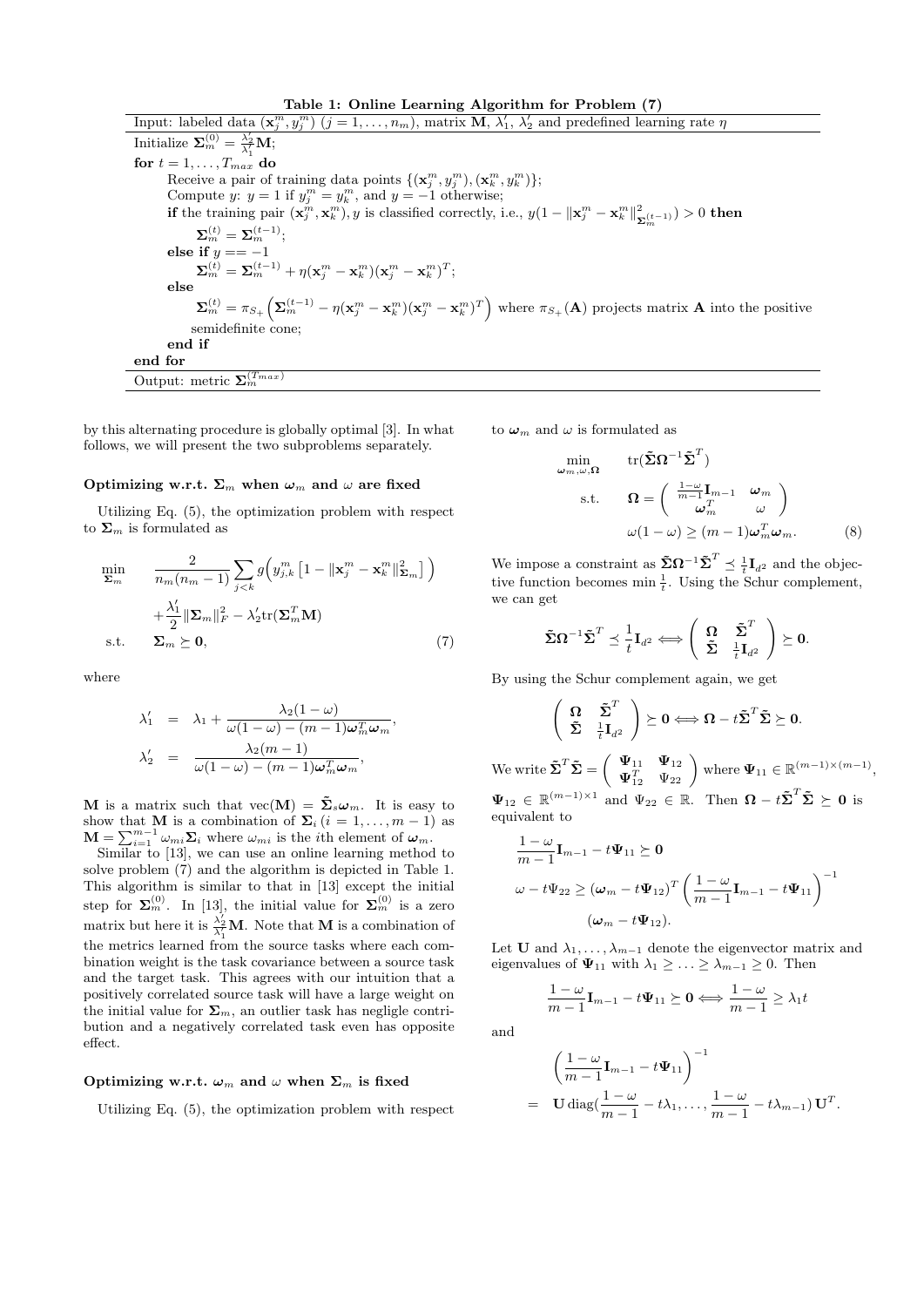**Table 1: Online Learning Algorithm for Problem (7)**

Input: labeled data $(\mathbf{x}_j^m, y_j^m)$ $(j = 1, \ldots, n_m)$, matrix $\mathbf{M}$, $\lambda_1'$, $\lambda_2'$ and predefined learning rate $\eta$

Initialize $\mathbf{\Sigma}_m^{(0)} = \frac{\lambda_2'}{\lambda_1'}\mathbf{M}$;

**for** $t = 1, \ldots, T_{max}$ **do**

  Receive a pair of training data points $\{(\mathbf{x}_j^m, y_j^m), (\mathbf{x}_k^m, y_k^m)\}$;

  Compute $y$: $y = 1$ if $y_j^m = y_k^m$, and $y = -1$ otherwise;

  **if** the training pair $(\mathbf{x}_j^m, \mathbf{x}_k^m), y$ is classified correctly, i.e., $y(1 - \|\mathbf{x}_j^m - \mathbf{x}_k^m\|^2_{\mathbf{\Sigma}_m^{(t-1)}}) > 0$ **then**

    $\mathbf{\Sigma}_m^{(t)} = \mathbf{\Sigma}_m^{(t-1)}$;

  **else if** $y == -1$

    $\mathbf{\Sigma}_m^{(t)} = \mathbf{\Sigma}_m^{(t-1)} + \eta(\mathbf{x}_j^m - \mathbf{x}_k^m)(\mathbf{x}_j^m - \mathbf{x}_k^m)^T$;

  **else**

    $\mathbf{\Sigma}_m^{(t)} = \pi_{S_+}\left(\mathbf{\Sigma}_m^{(t-1)} - \eta(\mathbf{x}_j^m - \mathbf{x}_k^m)(\mathbf{x}_j^m - \mathbf{x}_k^m)^T\right)$ where $\pi_{S_+}(\mathbf{A})$ projects matrix $\mathbf{A}$ into the positive semidefinite cone;

  **end if**

**end for**

Output: metric $\mathbf{\Sigma}_m^{(T_{max})}$

by this alternating procedure is globally optimal [3]. In what follows, we will present the two subproblems separately.

### Optimizing w.r.t. $\mathbf{\Sigma}_m$ when $\boldsymbol{\omega}_m$ and $\omega$ are fixed

Utilizing Eq. (5), the optimization problem with respect to $\mathbf{\Sigma}_m$ is formulated as

$$
\begin{aligned}
\min_{\mathbf{\Sigma}_m} \quad & \frac{2}{n_m(n_m-1)} \sum_{j<k} g\Big(y_{j,k}^m \left[1 - \|\mathbf{x}_j^m - \mathbf{x}_k^m\|^2_{\mathbf{\Sigma}_m}\right]\Big) \\
& + \frac{\lambda_1'}{2}\|\mathbf{\Sigma}_m\|_F^2 - \lambda_2' \mathrm{tr}(\mathbf{\Sigma}_m^T \mathbf{M}) \\
\text{s.t.} \quad & \mathbf{\Sigma}_m \succeq \mathbf{0},
\end{aligned} \tag{7}
$$

where

$$
\begin{aligned}
\lambda_1' &= \lambda_1 + \frac{\lambda_2(1-\omega)}{\omega(1-\omega) - (m-1)\boldsymbol{\omega}_m^T\boldsymbol{\omega}_m}, \\
\lambda_2' &= \frac{\lambda_2(m-1)}{\omega(1-\omega) - (m-1)\boldsymbol{\omega}_m^T\boldsymbol{\omega}_m},
\end{aligned}
$$

$\mathbf{M}$ is a matrix such that $\mathrm{vec}(\mathbf{M}) = \tilde{\mathbf{\Sigma}}_s \boldsymbol{\omega}_m$. It is easy to show that $\mathbf{M}$ is a combination of $\mathbf{\Sigma}_i\, (i = 1, \ldots, m-1)$ as $\mathbf{M} = \sum_{i=1}^{m-1} \omega_{mi}\mathbf{\Sigma}_i$ where $\omega_{mi}$ is the $i$th element of $\boldsymbol{\omega}_m$.

Similar to [13], we can use an online learning method to solve problem (7) and the algorithm is depicted in Table 1. This algorithm is similar to that in [13] except the initial step for $\mathbf{\Sigma}_m^{(0)}$. In [13], the initial value for $\mathbf{\Sigma}_m^{(0)}$ is a zero matrix but here it is $\frac{\lambda_2'}{\lambda_1'}\mathbf{M}$. Note that $\mathbf{M}$ is a combination of the metrics learned from the source tasks where each combination weight is the task covariance between a source task and the target task. This agrees with our intuition that a positively correlated source task will have a large weight on the initial value for $\mathbf{\Sigma}_m$, an outlier task has negligle contribution and a negatively correlated task even has opposite effect.

### Optimizing w.r.t. $\boldsymbol{\omega}_m$ and $\omega$ when $\mathbf{\Sigma}_m$ is fixed

Utilizing Eq. (5), the optimization problem with respect to $\boldsymbol{\omega}_m$ and $\omega$ is formulated as

$$
\begin{aligned}
\min_{\boldsymbol{\omega}_m, \omega, \mathbf{\Omega}} \quad & \mathrm{tr}(\tilde{\mathbf{\Sigma}}\mathbf{\Omega}^{-1}\tilde{\mathbf{\Sigma}}^T) \\
\text{s.t.} \quad & \mathbf{\Omega} = \begin{pmatrix} \frac{1-\omega}{m-1}\mathbf{I}_{m-1} & \boldsymbol{\omega}_m \\ \boldsymbol{\omega}_m^T & \omega \end{pmatrix} \\
& \omega(1-\omega) \geq (m-1)\boldsymbol{\omega}_m^T\boldsymbol{\omega}_m.
\end{aligned} \tag{8}
$$

We impose a constraint as $\tilde{\mathbf{\Sigma}}\mathbf{\Omega}^{-1}\tilde{\mathbf{\Sigma}}^T \preceq \frac{1}{t}\mathbf{I}_{d^2}$ and the objective function becomes $\min \frac{1}{t}$. Using the Schur complement, we can get

$$
\tilde{\mathbf{\Sigma}}\mathbf{\Omega}^{-1}\tilde{\mathbf{\Sigma}}^T \preceq \frac{1}{t}\mathbf{I}_{d^2} \Longleftrightarrow \begin{pmatrix} \mathbf{\Omega} & \tilde{\mathbf{\Sigma}}^T \\ \tilde{\mathbf{\Sigma}} & \frac{1}{t}\mathbf{I}_{d^2} \end{pmatrix} \succeq \mathbf{0}.
$$

By using the Schur complement again, we get

$$
\begin{pmatrix} \mathbf{\Omega} & \tilde{\mathbf{\Sigma}}^T \\ \tilde{\mathbf{\Sigma}} & \frac{1}{t}\mathbf{I}_{d^2} \end{pmatrix} \succeq \mathbf{0} \Longleftrightarrow \mathbf{\Omega} - t\tilde{\mathbf{\Sigma}}^T\tilde{\mathbf{\Sigma}} \succeq \mathbf{0}.
$$

We write $\tilde{\mathbf{\Sigma}}^T\tilde{\mathbf{\Sigma}} = \begin{pmatrix} \mathbf{\Psi}_{11} & \mathbf{\Psi}_{12} \\ \mathbf{\Psi}_{12}^T & \Psi_{22} \end{pmatrix}$ where $\mathbf{\Psi}_{11} \in \mathbb{R}^{(m-1)\times(m-1)}$, $\mathbf{\Psi}_{12} \in \mathbb{R}^{(m-1)\times 1}$ and $\Psi_{22} \in \mathbb{R}$. Then $\mathbf{\Omega} - t\tilde{\mathbf{\Sigma}}^T\tilde{\mathbf{\Sigma}} \succeq \mathbf{0}$ is equivalent to

$$
\begin{aligned}
& \frac{1-\omega}{m-1}\mathbf{I}_{m-1} - t\mathbf{\Psi}_{11} \succeq \mathbf{0} \\
& \omega - t\Psi_{22} \geq (\boldsymbol{\omega}_m - t\mathbf{\Psi}_{12})^T \left(\frac{1-\omega}{m-1}\mathbf{I}_{m-1} - t\mathbf{\Psi}_{11}\right)^{-1} \\
& \qquad\qquad (\boldsymbol{\omega}_m - t\mathbf{\Psi}_{12}).
\end{aligned}
$$

Let $\mathbf{U}$ and $\lambda_1, \ldots, \lambda_{m-1}$ denote the eigenvector matrix and eigenvalues of $\mathbf{\Psi}_{11}$ with $\lambda_1 \geq \ldots \geq \lambda_{m-1} \geq 0$. Then

$$
\frac{1-\omega}{m-1}\mathbf{I}_{m-1} - t\mathbf{\Psi}_{11} \succeq \mathbf{0} \Longleftrightarrow \frac{1-\omega}{m-1} \geq \lambda_1 t
$$

and

$$
\begin{aligned}
& \left(\frac{1-\omega}{m-1}\mathbf{I}_{m-1} - t\mathbf{\Psi}_{11}\right)^{-1} \\
= \quad & \mathbf{U}\,\mathrm{diag}\Big(\frac{1-\omega}{m-1} - t\lambda_1, \ldots, \frac{1-\omega}{m-1} - t\lambda_{m-1}\Big)\,\mathbf{U}^T.
\end{aligned}
$$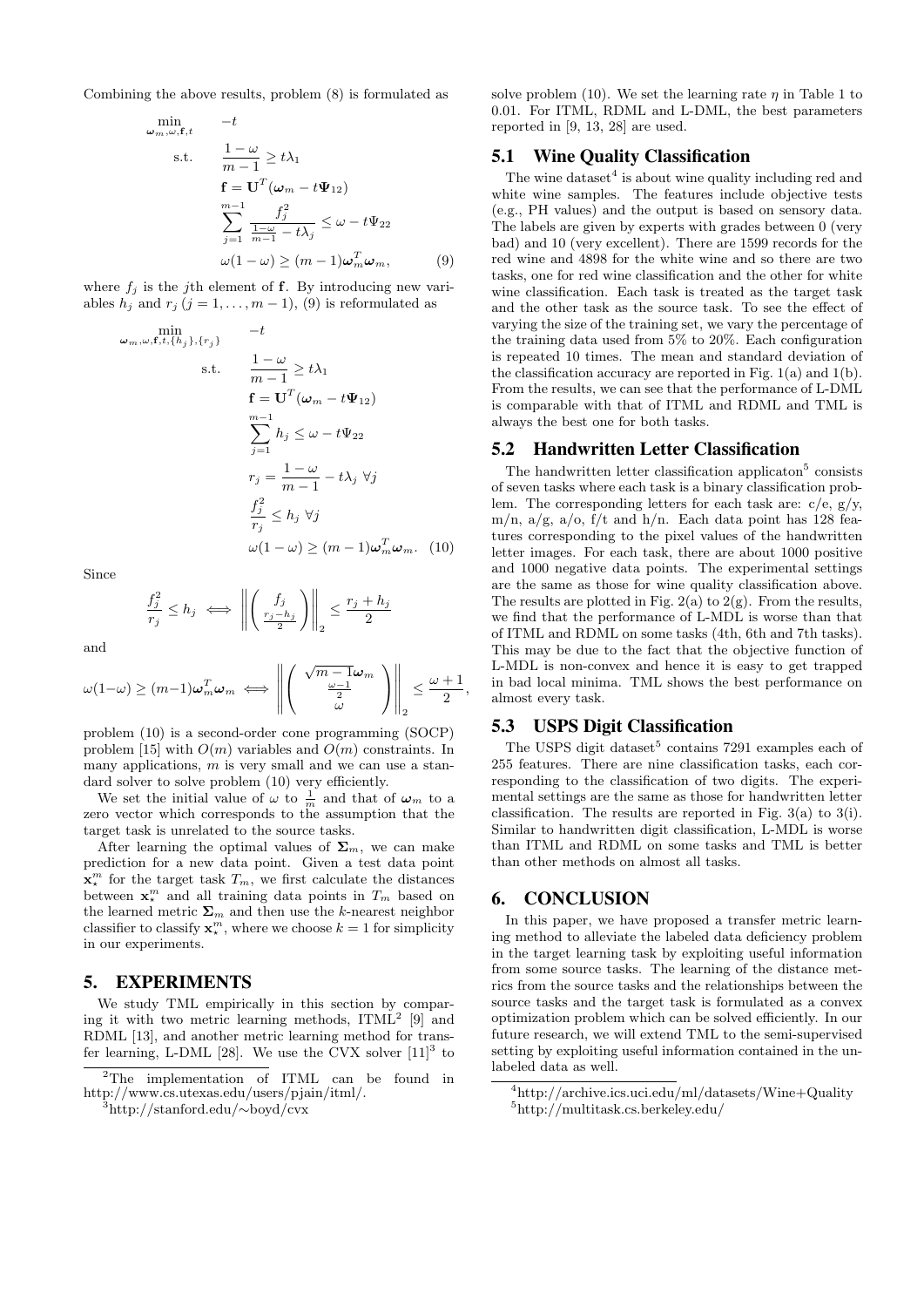Combining the above results, problem (8) is formulated as

$$
\begin{aligned}
\min_{\boldsymbol{\omega}_m, \omega, \mathbf{f}, t} \quad & -t \\
\text{s.t.} \quad & \frac{1-\omega}{m-1} \geq t\lambda_1 \\
& \mathbf{f} = \mathbf{U}^T(\boldsymbol{\omega}_m - t\boldsymbol{\Psi}_{12}) \\
& \sum_{j=1}^{m-1} \frac{f_j^2}{\frac{1-\omega}{m-1} - t\lambda_j} \leq \omega - t\Psi_{22} \\
& \omega(1-\omega) \geq (m-1)\boldsymbol{\omega}_m^T \boldsymbol{\omega}_m, \qquad (9)
\end{aligned}
$$

where $f_j$ is the $j$th element of $\mathbf{f}$. By introducing new variables $h_j$ and $r_j$ $(j = 1, \ldots, m-1)$, (9) is reformulated as

$$
\begin{aligned}
\min_{\boldsymbol{\omega}_m, \omega, \mathbf{f}, t, \{h_j\}, \{r_j\}} \quad & -t \\
\text{s.t.} \quad & \frac{1-\omega}{m-1} \geq t\lambda_1 \\
& \mathbf{f} = \mathbf{U}^T(\boldsymbol{\omega}_m - t\boldsymbol{\Psi}_{12}) \\
& \sum_{j=1}^{m-1} h_j \leq \omega - t\Psi_{22} \\
& r_j = \frac{1-\omega}{m-1} - t\lambda_j \ \forall j \\
& \frac{f_j^2}{r_j} \leq h_j \ \forall j \\
& \omega(1-\omega) \geq (m-1)\boldsymbol{\omega}_m^T \boldsymbol{\omega}_m. \qquad (10)
\end{aligned}
$$

Since

$$
\frac{f_j^2}{r_j} \leq h_j \iff \left\| \begin{pmatrix} f_j \\ \frac{r_j - h_j}{2} \end{pmatrix} \right\|_2 \leq \frac{r_j + h_j}{2}
$$

and

$$
\omega(1-\omega) \geq (m-1)\boldsymbol{\omega}_m^T \boldsymbol{\omega}_m \iff \left\| \begin{pmatrix} \sqrt{m-1}\boldsymbol{\omega}_m \\ \frac{\omega-1}{2} \\ \omega \end{pmatrix} \right\|_2 \leq \frac{\omega+1}{2},
$$

problem (10) is a second-order cone programming (SOCP) problem [15] with $O(m)$ variables and $O(m)$ constraints. In many applications, $m$ is very small and we can use a standard solver to solve problem (10) very efficiently.

We set the initial value of $\omega$ to $\frac{1}{m}$ and that of $\boldsymbol{\omega}_m$ to a zero vector which corresponds to the assumption that the target task is unrelated to the source tasks.

After learning the optimal values of $\boldsymbol{\Sigma}_m$, we can make prediction for a new data point. Given a test data point $\mathbf{x}_\star^m$ for the target task $T_m$, we first calculate the distances between $\mathbf{x}_\star^m$ and all training data points in $T_m$ based on the learned metric $\boldsymbol{\Sigma}_m$ and then use the $k$-nearest neighbor classifier to classify $\mathbf{x}_\star^m$, where we choose $k = 1$ for simplicity in our experiments.

## 5. EXPERIMENTS

We study TML empirically in this section by comparing it with two metric learning methods, ITML[2] [9] and RDML [13], and another metric learning method for transfer learning, L-DML [28]. We use the CVX solver [11][3] to solve problem (10). We set the learning rate $\eta$ in Table 1 to 0.01. For ITML, RDML and L-DML, the best parameters reported in [9, 13, 28] are used.

### 5.1 Wine Quality Classification

The wine dataset[4] is about wine quality including red and white wine samples. The features include objective tests (e.g., PH values) and the output is based on sensory data. The labels are given by experts with grades between 0 (very bad) and 10 (very excellent). There are 1599 records for the red wine and 4898 for the white wine and so there are two tasks, one for red wine classification and the other for white wine classification. Each task is treated as the target task and the other task as the source task. To see the effect of varying the size of the training set, we vary the percentage of the training data used from 5% to 20%. Each configuration is repeated 10 times. The mean and standard deviation of the classification accuracy are reported in Fig. 1(a) and 1(b). From the results, we can see that the performance of L-DML is comparable with that of ITML and RDML and TML is always the best one for both tasks.

### 5.2 Handwritten Letter Classification

The handwritten letter classification applicaton[5] consists of seven tasks where each task is a binary classification problem. The corresponding letters for each task are: c/e, g/y, m/n, a/g, a/o, f/t and h/n. Each data point has 128 features corresponding to the pixel values of the handwritten letter images. For each task, there are about 1000 positive and 1000 negative data points. The experimental settings are the same as those for wine quality classification above. The results are plotted in Fig. 2(a) to 2(g). From the results, we find that the performance of L-MDL is worse than that of ITML and RDML on some tasks (4th, 6th and 7th tasks). This may be due to the fact that the objective function of L-MDL is non-convex and hence it is easy to get trapped in bad local minima. TML shows the best performance on almost every task.

### 5.3 USPS Digit Classification

The USPS digit dataset[5] contains 7291 examples each of 255 features. There are nine classification tasks, each corresponding to the classification of two digits. The experimental settings are the same as those for handwritten letter classification. The results are reported in Fig. 3(a) to 3(i). Similar to handwritten digit classification, L-MDL is worse than ITML and RDML on some tasks and TML is better than other methods on almost all tasks.

## 6. CONCLUSION

In this paper, we have proposed a transfer metric learning method to alleviate the labeled data deficiency problem in the target learning task by exploiting useful information from some source tasks. The learning of the distance metrics from the source tasks and the relationships between the source tasks and the target task is formulated as a convex optimization problem which can be solved efficiently. In our future research, we will extend TML to the semi-supervised setting by exploiting useful information contained in the unlabeled data as well.

---

[2] The implementation of ITML can be found in http://www.cs.utexas.edu/users/pjain/itml/.

[3] http://stanford.edu/∼boyd/cvx

[4] http://archive.ics.uci.edu/ml/datasets/Wine+Quality

[5] http://multitask.cs.berkeley.edu/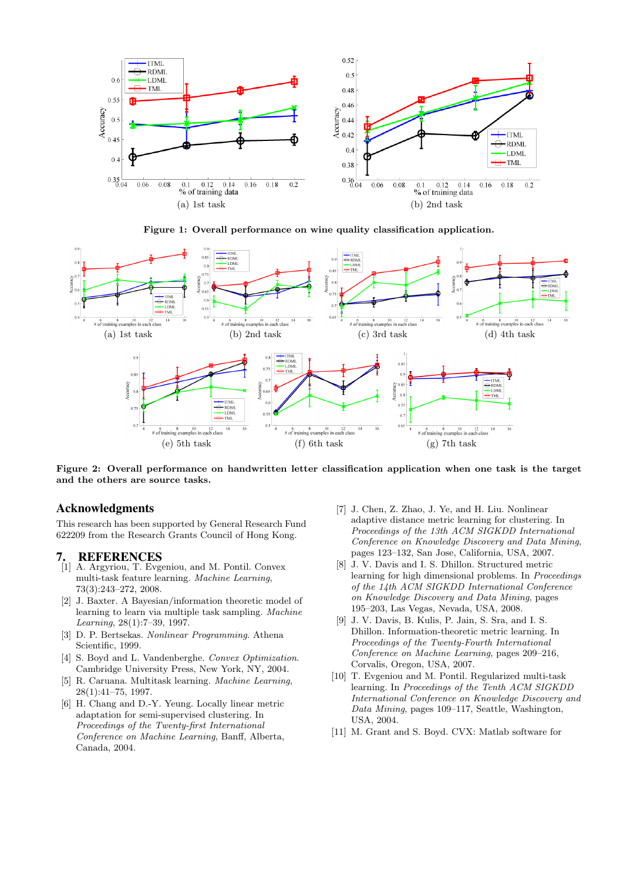(a) 1st task

(b) 2nd task

**Figure 1: Overall performance on wine quality classification application.**

(a) 1st task

(b) 2nd task

(c) 3rd task

(d) 4th task

(e) 5th task

(f) 6th task

(g) 7th task

**Figure 2: Overall performance on handwritten letter classification application when one task is the target and the others are source tasks.**

## Acknowledgments

This research has been supported by General Research Fund 622209 from the Research Grants Council of Hong Kong.

## 7. REFERENCES

[1] A. Argyriou, T. Evgeniou, and M. Pontil. Convex multi-task feature learning. *Machine Learning*, 73(3):243–272, 2008.

[2] J. Baxter. A Bayesian/information theoretic model of learning to learn via multiple task sampling. *Machine Learning*, 28(1):7–39, 1997.

[3] D. P. Bertsekas. *Nonlinear Programming*. Athena Scientific, 1999.

[4] S. Boyd and L. Vandenberghe. *Convex Optimization*. Cambridge University Press, New York, NY, 2004.

[5] R. Caruana. Multitask learning. *Machine Learning*, 28(1):41–75, 1997.

[6] H. Chang and D.-Y. Yeung. Locally linear metric adaptation for semi-supervised clustering. In *Proceedings of the Twenty-first International Conference on Machine Learning*, Banff, Alberta, Canada, 2004.

[7] J. Chen, Z. Zhao, J. Ye, and H. Liu. Nonlinear adaptive distance metric learning for clustering. In *Proceedings of the 13th ACM SIGKDD International Conference on Knowledge Discovery and Data Mining*, pages 123–132, San Jose, California, USA, 2007.

[8] J. V. Davis and I. S. Dhillon. Structured metric learning for high dimensional problems. In *Proceedings of the 14th ACM SIGKDD International Conference on Knowledge Discovery and Data Mining*, pages 195–203, Las Vegas, Nevada, USA, 2008.

[9] J. V. Davis, B. Kulis, P. Jain, S. Sra, and I. S. Dhillon. Information-theoretic metric learning. In *Proceedings of the Twenty-Fourth International Conference on Machine Learning*, pages 209–216, Corvalis, Oregon, USA, 2007.

[10] T. Evgeniou and M. Pontil. Regularized multi-task learning. In *Proceedings of the Tenth ACM SIGKDD International Conference on Knowledge Discovery and Data Mining*, pages 109–117, Seattle, Washington, USA, 2004.

[11] M. Grant and S. Boyd. CVX: Matlab software for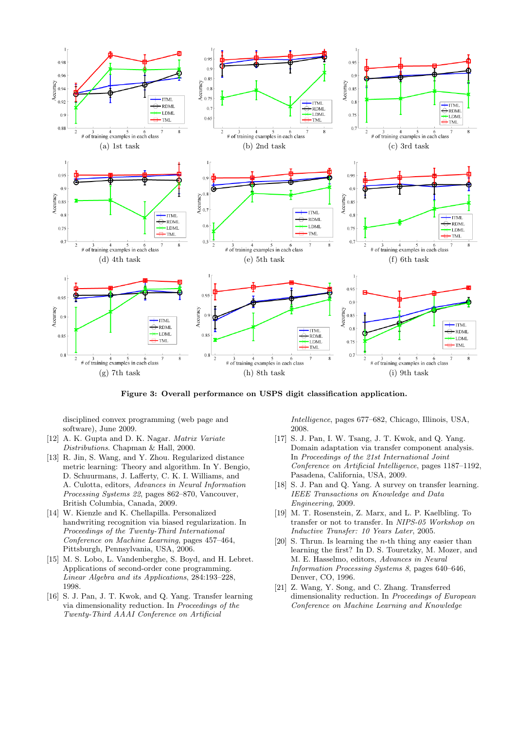(a) 1st task

(b) 2nd task

(c) 3rd task

(d) 4th task

(e) 5th task

(f) 6th task

(g) 7th task

(h) 8th task

(i) 9th task

**Figure 3: Overall performance on USPS digit classification application.**

disciplined convex programming (web page and software), June 2009.

[12] A. K. Gupta and D. K. Nagar. *Matrix Variate Distributions*. Chapman & Hall, 2000.

[13] R. Jin, S. Wang, and Y. Zhou. Regularized distance metric learning: Theory and algorithm. In Y. Bengio, D. Schuurmans, J. Lafferty, C. K. I. Williams, and A. Culotta, editors, *Advances in Neural Information Processing Systems 22*, pages 862–870, Vancouver, British Columbia, Canada, 2009.

[14] W. Kienzle and K. Chellapilla. Personalized handwriting recognition via biased regularization. In *Proceedings of the Twenty-Third International Conference on Machine Learning*, pages 457–464, Pittsburgh, Pennsylvania, USA, 2006.

[15] M. S. Lobo, L. Vandenberghe, S. Boyd, and H. Lebret. Applications of second-order cone programming. *Linear Algebra and its Applications*, 284:193–228, 1998.

[16] S. J. Pan, J. T. Kwok, and Q. Yang. Transfer learning via dimensionality reduction. In *Proceedings of the Twenty-Third AAAI Conference on Artificial Intelligence*, pages 677–682, Chicago, Illinois, USA, 2008.

[17] S. J. Pan, I. W. Tsang, J. T. Kwok, and Q. Yang. Domain adaptation via transfer component analysis. In *Proceedings of the 21st International Joint Conference on Artificial Intelligence*, pages 1187–1192, Pasadena, California, USA, 2009.

[18] S. J. Pan and Q. Yang. A survey on transfer learning. *IEEE Transactions on Knowledge and Data Engineering*, 2009.

[19] M. T. Rosenstein, Z. Marx, and L. P. Kaelbling. To transfer or not to transfer. In *NIPS-05 Workshop on Inductive Transfer: 10 Years Later*, 2005.

[20] S. Thrun. Is learning the $n$-th thing any easier than learning the first? In D. S. Touretzky, M. Mozer, and M. E. Hasselmo, editors, *Advances in Neural Information Processing Systems 8*, pages 640–646, Denver, CO, 1996.

[21] Z. Wang, Y. Song, and C. Zhang. Transferred dimensionality reduction. In *Proceedings of European Conference on Machine Learning and Knowledge*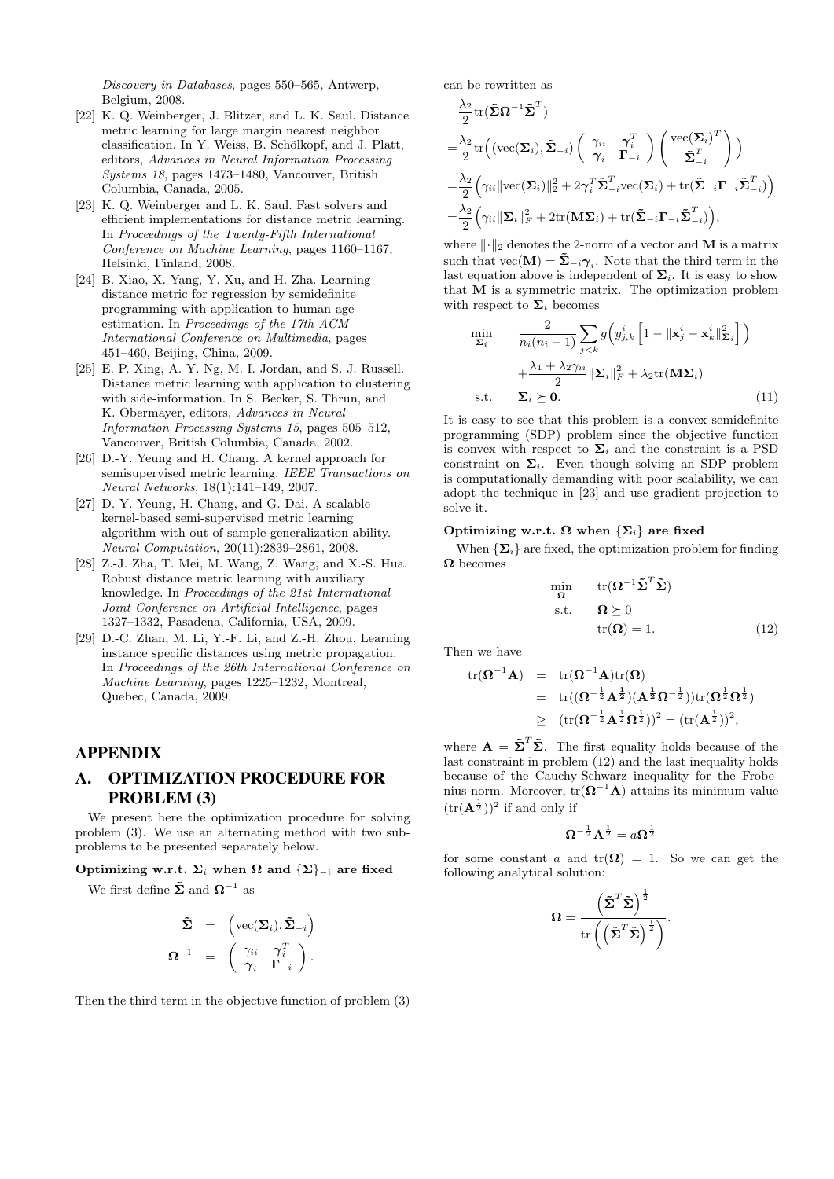*Discovery in Databases*, pages 550–565, Antwerp, Belgium, 2008.

[22] K. Q. Weinberger, J. Blitzer, and L. K. Saul. Distance metric learning for large margin nearest neighbor classification. In Y. Weiss, B. Schölkopf, and J. Platt, editors, *Advances in Neural Information Processing Systems 18*, pages 1473–1480, Vancouver, British Columbia, Canada, 2005.

[23] K. Q. Weinberger and L. K. Saul. Fast solvers and efficient implementations for distance metric learning. In *Proceedings of the Twenty-Fifth International Conference on Machine Learning*, pages 1160–1167, Helsinki, Finland, 2008.

[24] B. Xiao, X. Yang, Y. Xu, and H. Zha. Learning distance metric for regression by semidefinite programming with application to human age estimation. In *Proceedings of the 17th ACM International Conference on Multimedia*, pages 451–460, Beijing, China, 2009.

[25] E. P. Xing, A. Y. Ng, M. I. Jordan, and S. J. Russell. Distance metric learning with application to clustering with side-information. In S. Becker, S. Thrun, and K. Obermayer, editors, *Advances in Neural Information Processing Systems 15*, pages 505–512, Vancouver, British Columbia, Canada, 2002.

[26] D.-Y. Yeung and H. Chang. A kernel approach for semisupervised metric learning. *IEEE Transactions on Neural Networks*, 18(1):141–149, 2007.

[27] D.-Y. Yeung, H. Chang, and G. Dai. A scalable kernel-based semi-supervised metric learning algorithm with out-of-sample generalization ability. *Neural Computation*, 20(11):2839–2861, 2008.

[28] Z.-J. Zha, T. Mei, M. Wang, Z. Wang, and X.-S. Hua. Robust distance metric learning with auxiliary knowledge. In *Proceedings of the 21st International Joint Conference on Artificial Intelligence*, pages 1327–1332, Pasadena, California, USA, 2009.

[29] D.-C. Zhan, M. Li, Y.-F. Li, and Z.-H. Zhou. Learning instance specific distances using metric propagation. In *Proceedings of the 26th International Conference on Machine Learning*, pages 1225–1232, Montreal, Quebec, Canada, 2009.

# APPENDIX

# A. OPTIMIZATION PROCEDURE FOR PROBLEM (3)

We present here the optimization procedure for solving problem (3). We use an alternating method with two subproblems to be presented separately below.

**Optimizing w.r.t. $\mathbf{\Sigma}_i$ when $\mathbf{\Omega}$ and $\{\mathbf{\Sigma}\}_{-i}$ are fixed**

We first define $\tilde{\mathbf{\Sigma}}$ and $\mathbf{\Omega}^{-1}$ as

$$
\begin{aligned}
\tilde{\mathbf{\Sigma}} &= \left(\mathrm{vec}(\mathbf{\Sigma}_i), \tilde{\mathbf{\Sigma}}_{-i}\right) \\
\mathbf{\Omega}^{-1} &= \begin{pmatrix} \gamma_{ii} & \boldsymbol{\gamma}_i^T \\ \boldsymbol{\gamma}_i & \mathbf{\Gamma}_{-i} \end{pmatrix}.
\end{aligned}
$$

Then the third term in the objective function of problem (3) can be rewritten as

$$
\begin{aligned}
&\frac{\lambda_2}{2}\mathrm{tr}(\tilde{\mathbf{\Sigma}}\mathbf{\Omega}^{-1}\tilde{\mathbf{\Sigma}}^T) \\
=&\frac{\lambda_2}{2}\mathrm{tr}\Big(\left(\mathrm{vec}(\mathbf{\Sigma}_i), \tilde{\mathbf{\Sigma}}_{-i}\right)\begin{pmatrix} \gamma_{ii} & \boldsymbol{\gamma}_i^T \\ \boldsymbol{\gamma}_i & \mathbf{\Gamma}_{-i} \end{pmatrix}\begin{pmatrix} \mathrm{vec}(\mathbf{\Sigma}_i)^T \\ \tilde{\mathbf{\Sigma}}_{-i}^T \end{pmatrix}\Big) \\
=&\frac{\lambda_2}{2}\Big(\gamma_{ii}\|\mathrm{vec}(\mathbf{\Sigma}_i)\|_2^2 + 2\boldsymbol{\gamma}_i^T\tilde{\mathbf{\Sigma}}_{-i}^T\mathrm{vec}(\mathbf{\Sigma}_i) + \mathrm{tr}(\tilde{\mathbf{\Sigma}}_{-i}\mathbf{\Gamma}_{-i}\tilde{\mathbf{\Sigma}}_{-i}^T)\Big) \\
=&\frac{\lambda_2}{2}\Big(\gamma_{ii}\|\mathbf{\Sigma}_i\|_F^2 + 2\mathrm{tr}(\mathbf{M}\mathbf{\Sigma}_i) + \mathrm{tr}(\tilde{\mathbf{\Sigma}}_{-i}\mathbf{\Gamma}_{-i}\tilde{\mathbf{\Sigma}}_{-i}^T)\Big),
\end{aligned}
$$

where $\|\cdot\|_2$ denotes the 2-norm of a vector and $\mathbf{M}$ is a matrix such that $\mathrm{vec}(\mathbf{M}) = \tilde{\mathbf{\Sigma}}_{-i}\boldsymbol{\gamma}_i$. Note that the third term in the last equation above is independent of $\mathbf{\Sigma}_i$. It is easy to show that $\mathbf{M}$ is a symmetric matrix. The optimization problem with respect to $\mathbf{\Sigma}_i$ becomes

$$
\begin{aligned}
\min_{\mathbf{\Sigma}_i} \quad & \frac{2}{n_i(n_i-1)}\sum_{j<k} g\Big(y_{j,k}^i\left[1 - \|\mathbf{x}_j^i - \mathbf{x}_k^i\|_{\mathbf{\Sigma}_i}^2\right]\Big) \\
& + \frac{\lambda_1 + \lambda_2\gamma_{ii}}{2}\|\mathbf{\Sigma}_i\|_F^2 + \lambda_2\mathrm{tr}(\mathbf{M}\mathbf{\Sigma}_i) \\
\text{s.t.} \quad & \mathbf{\Sigma}_i \succeq \mathbf{0}. \qquad (11)
\end{aligned}
$$

It is easy to see that this problem is a convex semidefinite programming (SDP) problem since the objective function is convex with respect to $\mathbf{\Sigma}_i$ and the constraint is a PSD constraint on $\mathbf{\Sigma}_i$. Even though solving an SDP problem is computationally demanding with poor scalability, we can adopt the technique in [23] and use gradient projection to solve it.

**Optimizing w.r.t. $\mathbf{\Omega}$ when $\{\mathbf{\Sigma}_i\}$ are fixed**

When $\{\mathbf{\Sigma}_i\}$ are fixed, the optimization problem for finding $\mathbf{\Omega}$ becomes

$$
\begin{aligned}
\min_{\mathbf{\Omega}} \quad & \mathrm{tr}(\mathbf{\Omega}^{-1}\tilde{\mathbf{\Sigma}}^T\tilde{\mathbf{\Sigma}}) \\
\text{s.t.} \quad & \mathbf{\Omega} \succeq 0 \\
& \mathrm{tr}(\mathbf{\Omega}) = 1. \qquad (12)
\end{aligned}
$$

Then we have

$$
\begin{aligned}
\mathrm{tr}(\mathbf{\Omega}^{-1}\mathbf{A}) &= \mathrm{tr}(\mathbf{\Omega}^{-1}\mathbf{A})\mathrm{tr}(\mathbf{\Omega}) \\
&= \mathrm{tr}((\mathbf{\Omega}^{-\frac{1}{2}}\mathbf{A}^{\frac{1}{2}})(\mathbf{A}^{\frac{1}{2}}\mathbf{\Omega}^{-\frac{1}{2}}))\mathrm{tr}(\mathbf{\Omega}^{\frac{1}{2}}\mathbf{\Omega}^{\frac{1}{2}}) \\
&\geq (\mathrm{tr}(\mathbf{\Omega}^{-\frac{1}{2}}\mathbf{A}^{\frac{1}{2}}\mathbf{\Omega}^{\frac{1}{2}}))^2 = (\mathrm{tr}(\mathbf{A}^{\frac{1}{2}}))^2,
\end{aligned}
$$

where $\mathbf{A} = \tilde{\mathbf{\Sigma}}^T\tilde{\mathbf{\Sigma}}$. The first equality holds because of the last constraint in problem (12) and the last inequality holds because of the Cauchy-Schwarz inequality for the Frobenius norm. Moreover, $\mathrm{tr}(\mathbf{\Omega}^{-1}\mathbf{A})$ attains its minimum value $(\mathrm{tr}(\mathbf{A}^{\frac{1}{2}}))^2$ if and only if

$$
\mathbf{\Omega}^{-\frac{1}{2}}\mathbf{A}^{\frac{1}{2}} = a\mathbf{\Omega}^{\frac{1}{2}}
$$

for some constant $a$ and $\mathrm{tr}(\mathbf{\Omega}) = 1$. So we can get the following analytical solution:

$$
\mathbf{\Omega} = \frac{\left(\tilde{\mathbf{\Sigma}}^T\tilde{\mathbf{\Sigma}}\right)^{\frac{1}{2}}}{\mathrm{tr}\left(\left(\tilde{\mathbf{\Sigma}}^T\tilde{\mathbf{\Sigma}}\right)^{\frac{1}{2}}\right)}.
$$